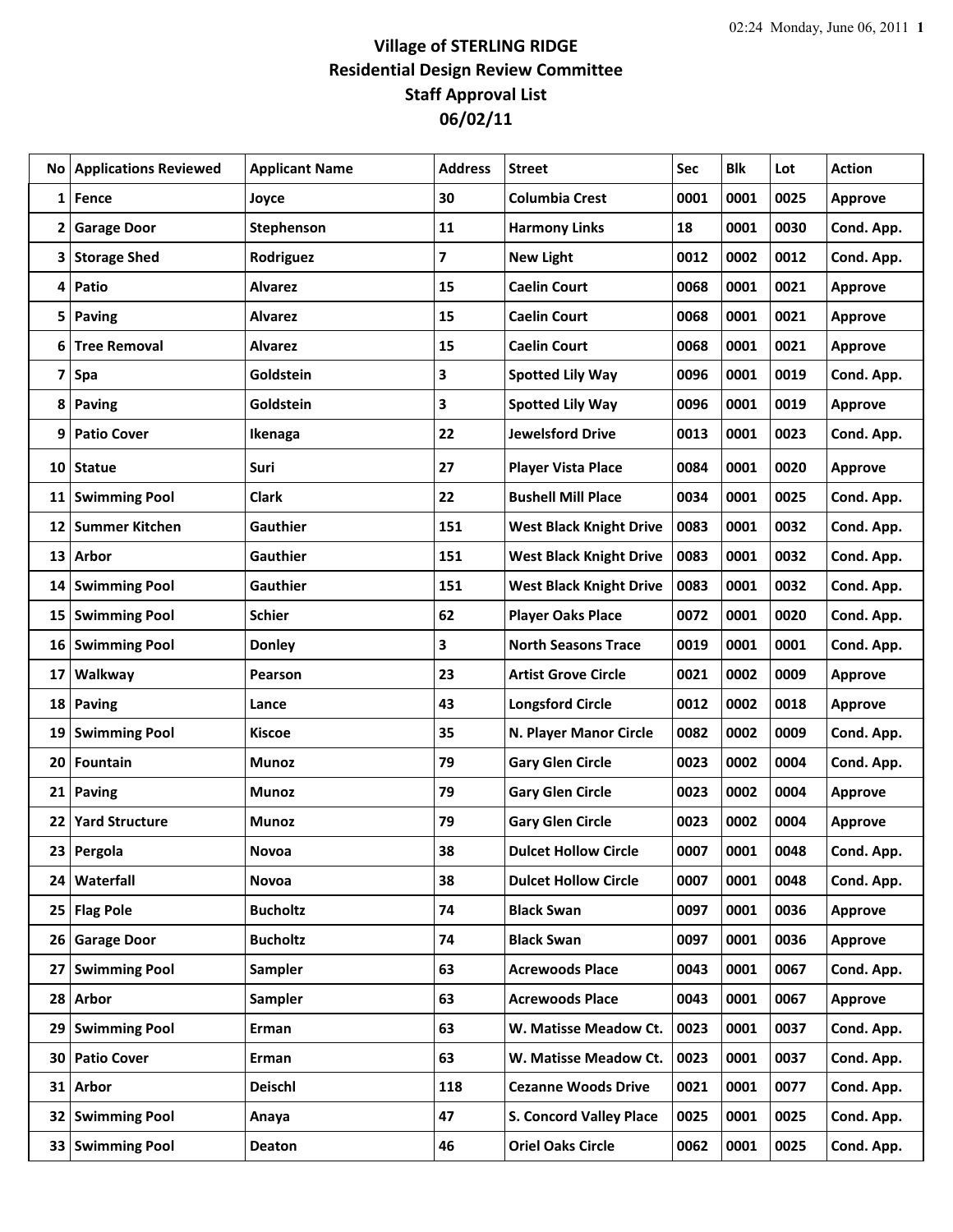# Village of STERLING RIDGE
## Residential Design Review Committee
## Staff Approval List
## 06/02/11

| No | Applications Reviewed | Applicant Name | Address | Street | Sec | Blk | Lot | Action |
|---|---|---|---|---|---|---|---|---|
| 1 | Fence | Joyce | 30 | Columbia Crest | 0001 | 0001 | 0025 | Approve |
| 2 | Garage Door | Stephenson | 11 | Harmony Links | 18 | 0001 | 0030 | Cond. App. |
| 3 | Storage Shed | Rodriguez | 7 | New Light | 0012 | 0002 | 0012 | Cond. App. |
| 4 | Patio | Alvarez | 15 | Caelin Court | 0068 | 0001 | 0021 | Approve |
| 5 | Paving | Alvarez | 15 | Caelin Court | 0068 | 0001 | 0021 | Approve |
| 6 | Tree Removal | Alvarez | 15 | Caelin Court | 0068 | 0001 | 0021 | Approve |
| 7 | Spa | Goldstein | 3 | Spotted Lily Way | 0096 | 0001 | 0019 | Cond. App. |
| 8 | Paving | Goldstein | 3 | Spotted Lily Way | 0096 | 0001 | 0019 | Approve |
| 9 | Patio Cover | Ikenaga | 22 | Jewelsford Drive | 0013 | 0001 | 0023 | Cond. App. |
| 10 | Statue | Suri | 27 | Player Vista Place | 0084 | 0001 | 0020 | Approve |
| 11 | Swimming Pool | Clark | 22 | Bushell Mill Place | 0034 | 0001 | 0025 | Cond. App. |
| 12 | Summer Kitchen | Gauthier | 151 | West Black Knight Drive | 0083 | 0001 | 0032 | Cond. App. |
| 13 | Arbor | Gauthier | 151 | West Black Knight Drive | 0083 | 0001 | 0032 | Cond. App. |
| 14 | Swimming Pool | Gauthier | 151 | West Black Knight Drive | 0083 | 0001 | 0032 | Cond. App. |
| 15 | Swimming Pool | Schier | 62 | Player Oaks Place | 0072 | 0001 | 0020 | Cond. App. |
| 16 | Swimming Pool | Donley | 3 | North Seasons Trace | 0019 | 0001 | 0001 | Cond. App. |
| 17 | Walkway | Pearson | 23 | Artist Grove Circle | 0021 | 0002 | 0009 | Approve |
| 18 | Paving | Lance | 43 | Longsford Circle | 0012 | 0002 | 0018 | Approve |
| 19 | Swimming Pool | Kiscoe | 35 | N. Player Manor Circle | 0082 | 0002 | 0009 | Cond. App. |
| 20 | Fountain | Munoz | 79 | Gary Glen Circle | 0023 | 0002 | 0004 | Cond. App. |
| 21 | Paving | Munoz | 79 | Gary Glen Circle | 0023 | 0002 | 0004 | Approve |
| 22 | Yard Structure | Munoz | 79 | Gary Glen Circle | 0023 | 0002 | 0004 | Approve |
| 23 | Pergola | Novoa | 38 | Dulcet Hollow Circle | 0007 | 0001 | 0048 | Cond. App. |
| 24 | Waterfall | Novoa | 38 | Dulcet Hollow Circle | 0007 | 0001 | 0048 | Cond. App. |
| 25 | Flag Pole | Bucholtz | 74 | Black Swan | 0097 | 0001 | 0036 | Approve |
| 26 | Garage Door | Bucholtz | 74 | Black Swan | 0097 | 0001 | 0036 | Approve |
| 27 | Swimming Pool | Sampler | 63 | Acrewoods Place | 0043 | 0001 | 0067 | Cond. App. |
| 28 | Arbor | Sampler | 63 | Acrewoods Place | 0043 | 0001 | 0067 | Approve |
| 29 | Swimming Pool | Erman | 63 | W. Matisse Meadow Ct. | 0023 | 0001 | 0037 | Cond. App. |
| 30 | Patio Cover | Erman | 63 | W. Matisse Meadow Ct. | 0023 | 0001 | 0037 | Cond. App. |
| 31 | Arbor | Deischl | 118 | Cezanne Woods Drive | 0021 | 0001 | 0077 | Cond. App. |
| 32 | Swimming Pool | Anaya | 47 | S. Concord Valley Place | 0025 | 0001 | 0025 | Cond. App. |
| 33 | Swimming Pool | Deaton | 46 | Oriel Oaks Circle | 0062 | 0001 | 0025 | Cond. App. |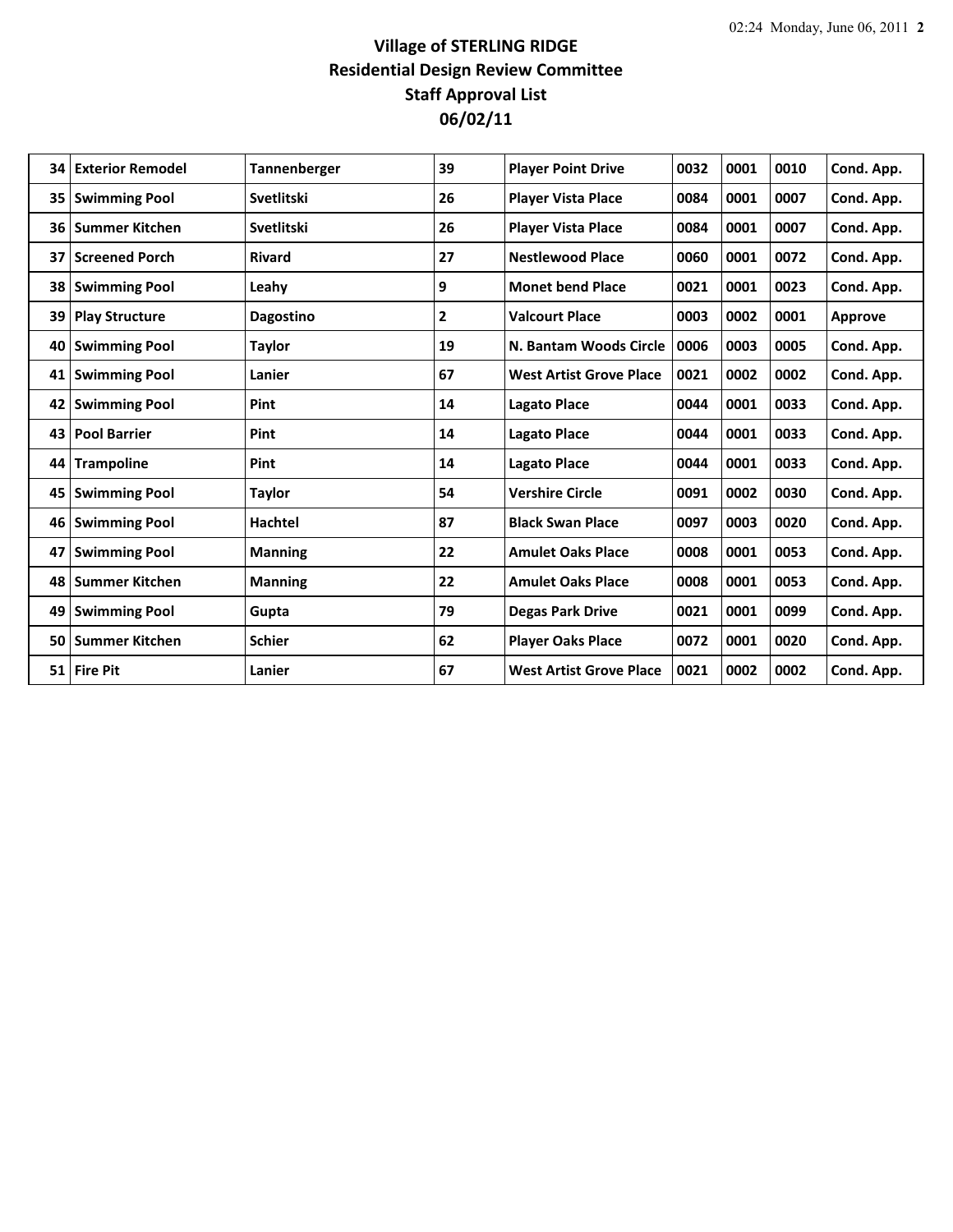# Village of STERLING RIDGE
## Residential Design Review Committee
## Staff Approval List
## 06/02/11

| | | | | | | | | |
|---|---|---|---|---|---|---|---|---|
| 34 | Exterior Remodel | Tannenberger | 39 | Player Point Drive | 0032 | 0001 | 0010 | Cond. App. |
| 35 | Swimming Pool | Svetlitski | 26 | Player Vista Place | 0084 | 0001 | 0007 | Cond. App. |
| 36 | Summer Kitchen | Svetlitski | 26 | Player Vista Place | 0084 | 0001 | 0007 | Cond. App. |
| 37 | Screened Porch | Rivard | 27 | Nestlewood Place | 0060 | 0001 | 0072 | Cond. App. |
| 38 | Swimming Pool | Leahy | 9 | Monet bend Place | 0021 | 0001 | 0023 | Cond. App. |
| 39 | Play Structure | Dagostino | 2 | Valcourt Place | 0003 | 0002 | 0001 | Approve |
| 40 | Swimming Pool | Taylor | 19 | N. Bantam Woods Circle | 0006 | 0003 | 0005 | Cond. App. |
| 41 | Swimming Pool | Lanier | 67 | West Artist Grove Place | 0021 | 0002 | 0002 | Cond. App. |
| 42 | Swimming Pool | Pint | 14 | Lagato Place | 0044 | 0001 | 0033 | Cond. App. |
| 43 | Pool Barrier | Pint | 14 | Lagato Place | 0044 | 0001 | 0033 | Cond. App. |
| 44 | Trampoline | Pint | 14 | Lagato Place | 0044 | 0001 | 0033 | Cond. App. |
| 45 | Swimming Pool | Taylor | 54 | Vershire Circle | 0091 | 0002 | 0030 | Cond. App. |
| 46 | Swimming Pool | Hachtel | 87 | Black Swan Place | 0097 | 0003 | 0020 | Cond. App. |
| 47 | Swimming Pool | Manning | 22 | Amulet Oaks Place | 0008 | 0001 | 0053 | Cond. App. |
| 48 | Summer Kitchen | Manning | 22 | Amulet Oaks Place | 0008 | 0001 | 0053 | Cond. App. |
| 49 | Swimming Pool | Gupta | 79 | Degas Park Drive | 0021 | 0001 | 0099 | Cond. App. |
| 50 | Summer Kitchen | Schier | 62 | Player Oaks Place | 0072 | 0001 | 0020 | Cond. App. |
| 51 | Fire Pit | Lanier | 67 | West Artist Grove Place | 0021 | 0002 | 0002 | Cond. App. |